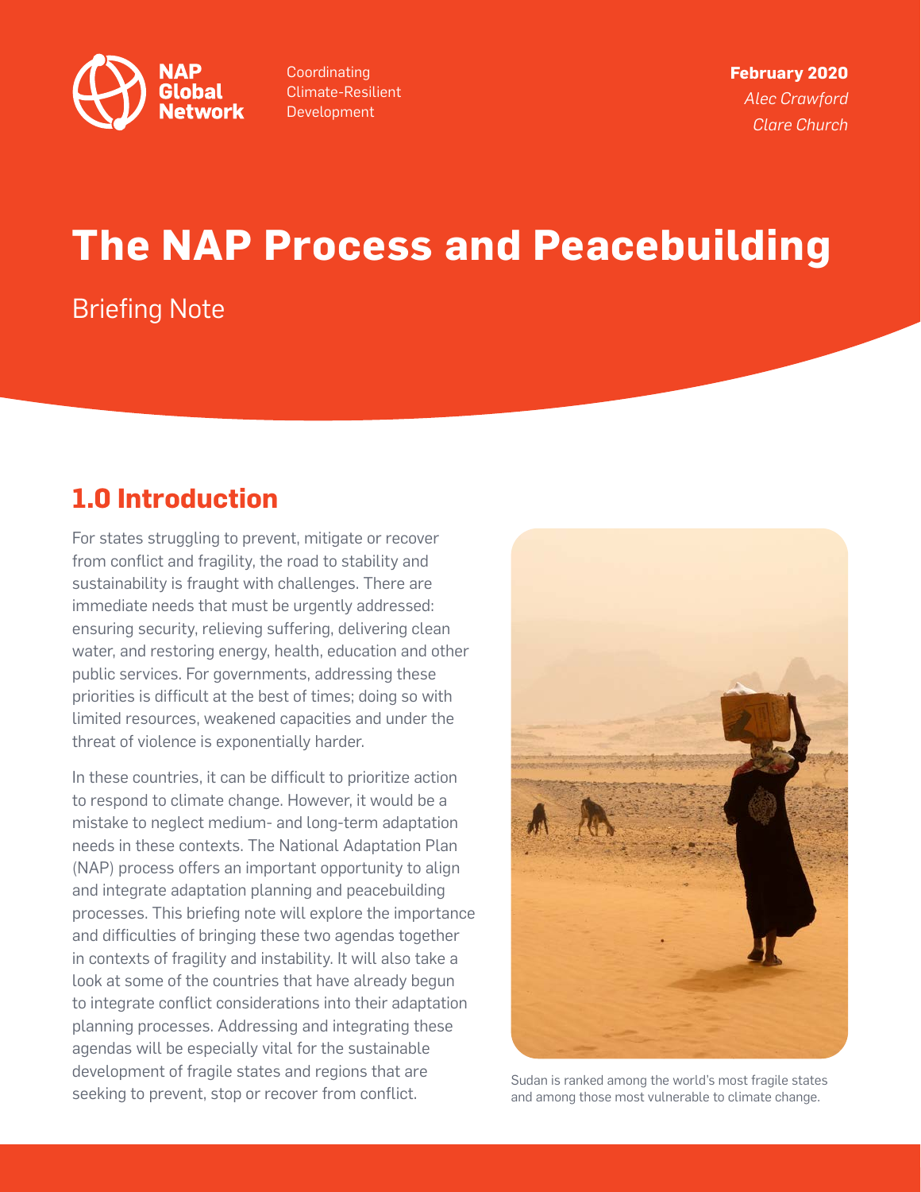NAP Global Network

Coordinating Climate-Resilient Development

**February 2020**
*Alec Crawford*
*Clare Church*

# The NAP Process and Peacebuilding

## Briefing Note

## 1.0 Introduction

For states struggling to prevent, mitigate or recover from conflict and fragility, the road to stability and sustainability is fraught with challenges. There are immediate needs that must be urgently addressed: ensuring security, relieving suffering, delivering clean water, and restoring energy, health, education and other public services. For governments, addressing these priorities is difficult at the best of times; doing so with limited resources, weakened capacities and under the threat of violence is exponentially harder.

In these countries, it can be difficult to prioritize action to respond to climate change. However, it would be a mistake to neglect medium- and long-term adaptation needs in these contexts. The National Adaptation Plan (NAP) process offers an important opportunity to align and integrate adaptation planning and peacebuilding processes. This briefing note will explore the importance and difficulties of bringing these two agendas together in contexts of fragility and instability. It will also take a look at some of the countries that have already begun to integrate conflict considerations into their adaptation planning processes. Addressing and integrating these agendas will be especially vital for the sustainable development of fragile states and regions that are seeking to prevent, stop or recover from conflict.

Sudan is ranked among the world's most fragile states and among those most vulnerable to climate change.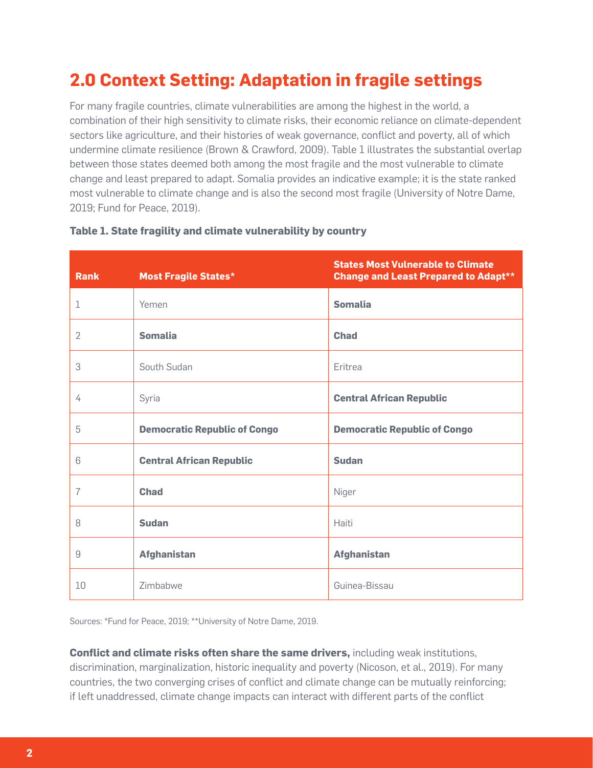## 2.0 Context Setting: Adaptation in fragile settings

For many fragile countries, climate vulnerabilities are among the highest in the world, a combination of their high sensitivity to climate risks, their economic reliance on climate-dependent sectors like agriculture, and their histories of weak governance, conflict and poverty, all of which undermine climate resilience (Brown & Crawford, 2009). Table 1 illustrates the substantial overlap between those states deemed both among the most fragile and the most vulnerable to climate change and least prepared to adapt. Somalia provides an indicative example; it is the state ranked most vulnerable to climate change and is also the second most fragile (University of Notre Dame, 2019; Fund for Peace, 2019).

**Table 1. State fragility and climate vulnerability by country**

| Rank | Most Fragile States* | States Most Vulnerable to Climate Change and Least Prepared to Adapt** |
|---|---|---|
| 1 | Yemen | **Somalia** |
| 2 | **Somalia** | **Chad** |
| 3 | South Sudan | Eritrea |
| 4 | Syria | **Central African Republic** |
| 5 | **Democratic Republic of Congo** | **Democratic Republic of Congo** |
| 6 | **Central African Republic** | **Sudan** |
| 7 | **Chad** | Niger |
| 8 | **Sudan** | Haiti |
| 9 | **Afghanistan** | **Afghanistan** |
| 10 | Zimbabwe | Guinea-Bissau |

Sources: *Fund for Peace, 2019; **University of Notre Dame, 2019.

**Conflict and climate risks often share the same drivers,** including weak institutions, discrimination, marginalization, historic inequality and poverty (Nicoson, et al., 2019). For many countries, the two converging crises of conflict and climate change can be mutually reinforcing; if left unaddressed, climate change impacts can interact with different parts of the conflict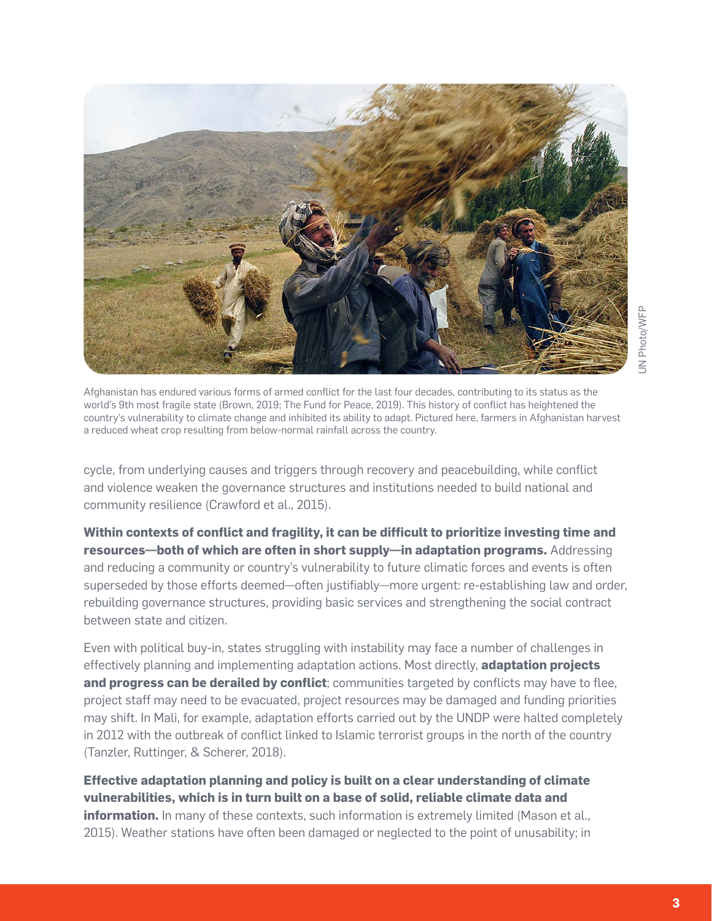Afghanistan has endured various forms of armed conflict for the last four decades, contributing to its status as the world's 9th most fragile state (Brown, 2019; The Fund for Peace, 2019). This history of conflict has heightened the country's vulnerability to climate change and inhibited its ability to adapt. Pictured here, farmers in Afghanistan harvest a reduced wheat crop resulting from below-normal rainfall across the country.

UN Photo/WFP

cycle, from underlying causes and triggers through recovery and peacebuilding, while conflict and violence weaken the governance structures and institutions needed to build national and community resilience (Crawford et al., 2015).

**Within contexts of conflict and fragility, it can be difficult to prioritize investing time and resources—both of which are often in short supply—in adaptation programs.** Addressing and reducing a community or country's vulnerability to future climatic forces and events is often superseded by those efforts deemed—often justifiably—more urgent: re-establishing law and order, rebuilding governance structures, providing basic services and strengthening the social contract between state and citizen.

Even with political buy-in, states struggling with instability may face a number of challenges in effectively planning and implementing adaptation actions. Most directly, **adaptation projects and progress can be derailed by conflict**; communities targeted by conflicts may have to flee, project staff may need to be evacuated, project resources may be damaged and funding priorities may shift. In Mali, for example, adaptation efforts carried out by the UNDP were halted completely in 2012 with the outbreak of conflict linked to Islamic terrorist groups in the north of the country (Tanzler, Ruttinger, & Scherer, 2018).

**Effective adaptation planning and policy is built on a clear understanding of climate vulnerabilities, which is in turn built on a base of solid, reliable climate data and information.** In many of these contexts, such information is extremely limited (Mason et al., 2015). Weather stations have often been damaged or neglected to the point of unusability; in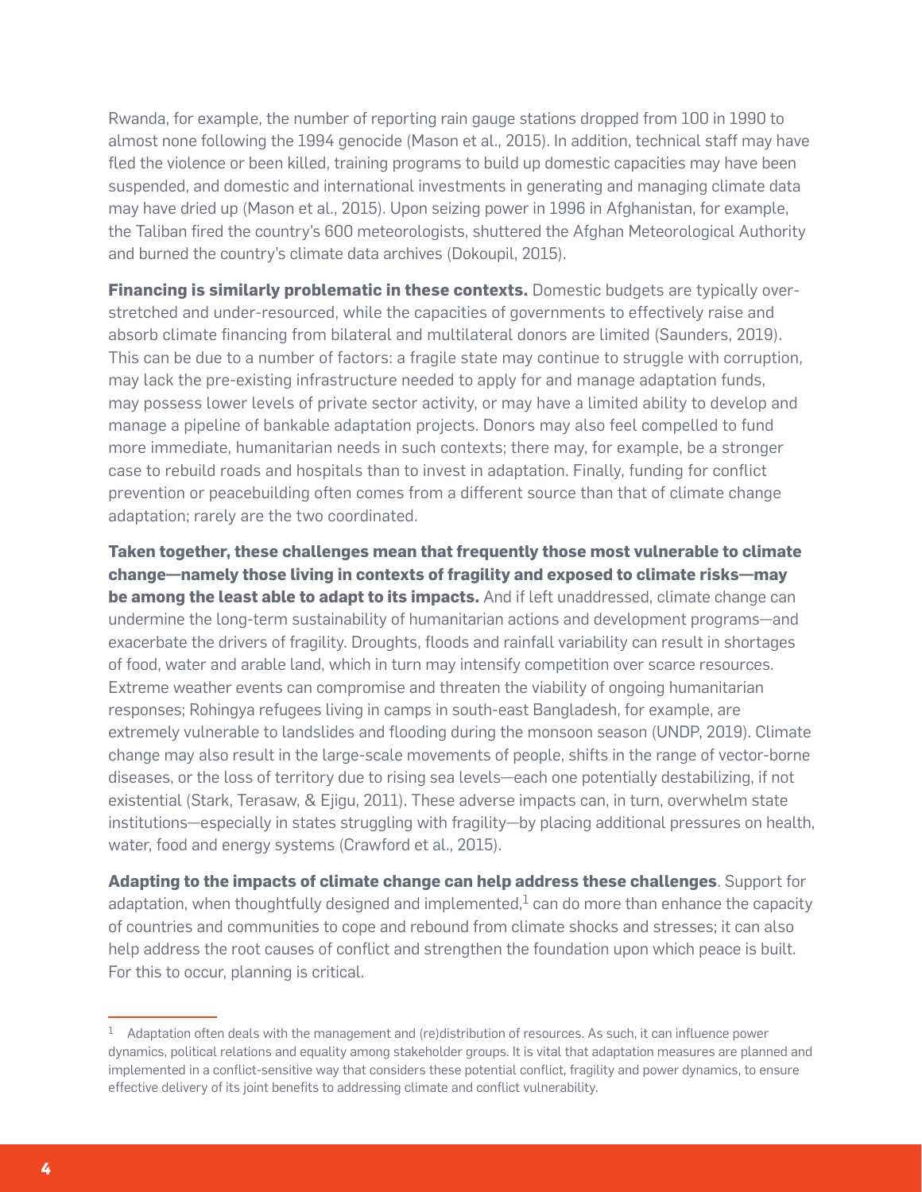Rwanda, for example, the number of reporting rain gauge stations dropped from 100 in 1990 to almost none following the 1994 genocide (Mason et al., 2015). In addition, technical staff may have fled the violence or been killed, training programs to build up domestic capacities may have been suspended, and domestic and international investments in generating and managing climate data may have dried up (Mason et al., 2015). Upon seizing power in 1996 in Afghanistan, for example, the Taliban fired the country's 600 meteorologists, shuttered the Afghan Meteorological Authority and burned the country's climate data archives (Dokoupil, 2015).

**Financing is similarly problematic in these contexts.** Domestic budgets are typically over-stretched and under-resourced, while the capacities of governments to effectively raise and absorb climate financing from bilateral and multilateral donors are limited (Saunders, 2019). This can be due to a number of factors: a fragile state may continue to struggle with corruption, may lack the pre-existing infrastructure needed to apply for and manage adaptation funds, may possess lower levels of private sector activity, or may have a limited ability to develop and manage a pipeline of bankable adaptation projects. Donors may also feel compelled to fund more immediate, humanitarian needs in such contexts; there may, for example, be a stronger case to rebuild roads and hospitals than to invest in adaptation. Finally, funding for conflict prevention or peacebuilding often comes from a different source than that of climate change adaptation; rarely are the two coordinated.

**Taken together, these challenges mean that frequently those most vulnerable to climate change—namely those living in contexts of fragility and exposed to climate risks—may be among the least able to adapt to its impacts.** And if left unaddressed, climate change can undermine the long-term sustainability of humanitarian actions and development programs—and exacerbate the drivers of fragility. Droughts, floods and rainfall variability can result in shortages of food, water and arable land, which in turn may intensify competition over scarce resources. Extreme weather events can compromise and threaten the viability of ongoing humanitarian responses; Rohingya refugees living in camps in south-east Bangladesh, for example, are extremely vulnerable to landslides and flooding during the monsoon season (UNDP, 2019). Climate change may also result in the large-scale movements of people, shifts in the range of vector-borne diseases, or the loss of territory due to rising sea levels—each one potentially destabilizing, if not existential (Stark, Terasaw, & Ejigu, 2011). These adverse impacts can, in turn, overwhelm state institutions—especially in states struggling with fragility—by placing additional pressures on health, water, food and energy systems (Crawford et al., 2015).

**Adapting to the impacts of climate change can help address these challenges**. Support for adaptation, when thoughtfully designed and implemented,[1] can do more than enhance the capacity of countries and communities to cope and rebound from climate shocks and stresses; it can also help address the root causes of conflict and strengthen the foundation upon which peace is built. For this to occur, planning is critical.

---

[1] Adaptation often deals with the management and (re)distribution of resources. As such, it can influence power dynamics, political relations and equality among stakeholder groups. It is vital that adaptation measures are planned and implemented in a conflict-sensitive way that considers these potential conflict, fragility and power dynamics, to ensure effective delivery of its joint benefits to addressing climate and conflict vulnerability.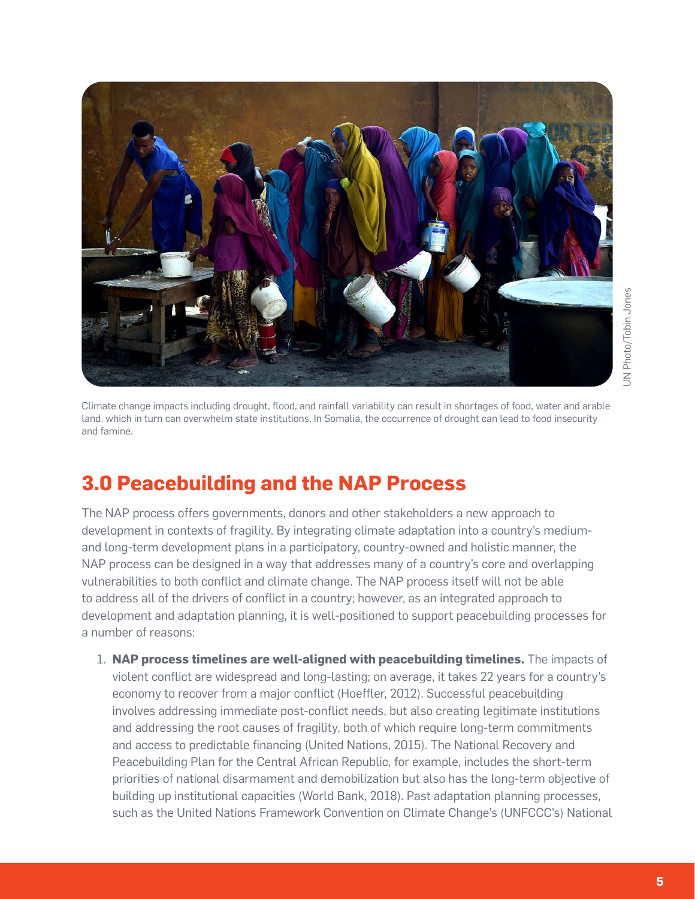Climate change impacts including drought, flood, and rainfall variability can result in shortages of food, water and arable land, which in turn can overwhelm state institutions. In Somalia, the occurrence of drought can lead to food insecurity and famine.

UN Photo/Tobin Jones

## 3.0 Peacebuilding and the NAP Process

The NAP process offers governments, donors and other stakeholders a new approach to development in contexts of fragility. By integrating climate adaptation into a country's medium- and long-term development plans in a participatory, country-owned and holistic manner, the NAP process can be designed in a way that addresses many of a country's core and overlapping vulnerabilities to both conflict and climate change. The NAP process itself will not be able to address all of the drivers of conflict in a country; however, as an integrated approach to development and adaptation planning, it is well-positioned to support peacebuilding processes for a number of reasons:

1. **NAP process timelines are well-aligned with peacebuilding timelines.** The impacts of violent conflict are widespread and long-lasting; on average, it takes 22 years for a country's economy to recover from a major conflict (Hoeffler, 2012). Successful peacebuilding involves addressing immediate post-conflict needs, but also creating legitimate institutions and addressing the root causes of fragility, both of which require long-term commitments and access to predictable financing (United Nations, 2015). The National Recovery and Peacebuilding Plan for the Central African Republic, for example, includes the short-term priorities of national disarmament and demobilization but also has the long-term objective of building up institutional capacities (World Bank, 2018). Past adaptation planning processes, such as the United Nations Framework Convention on Climate Change's (UNFCCC's) National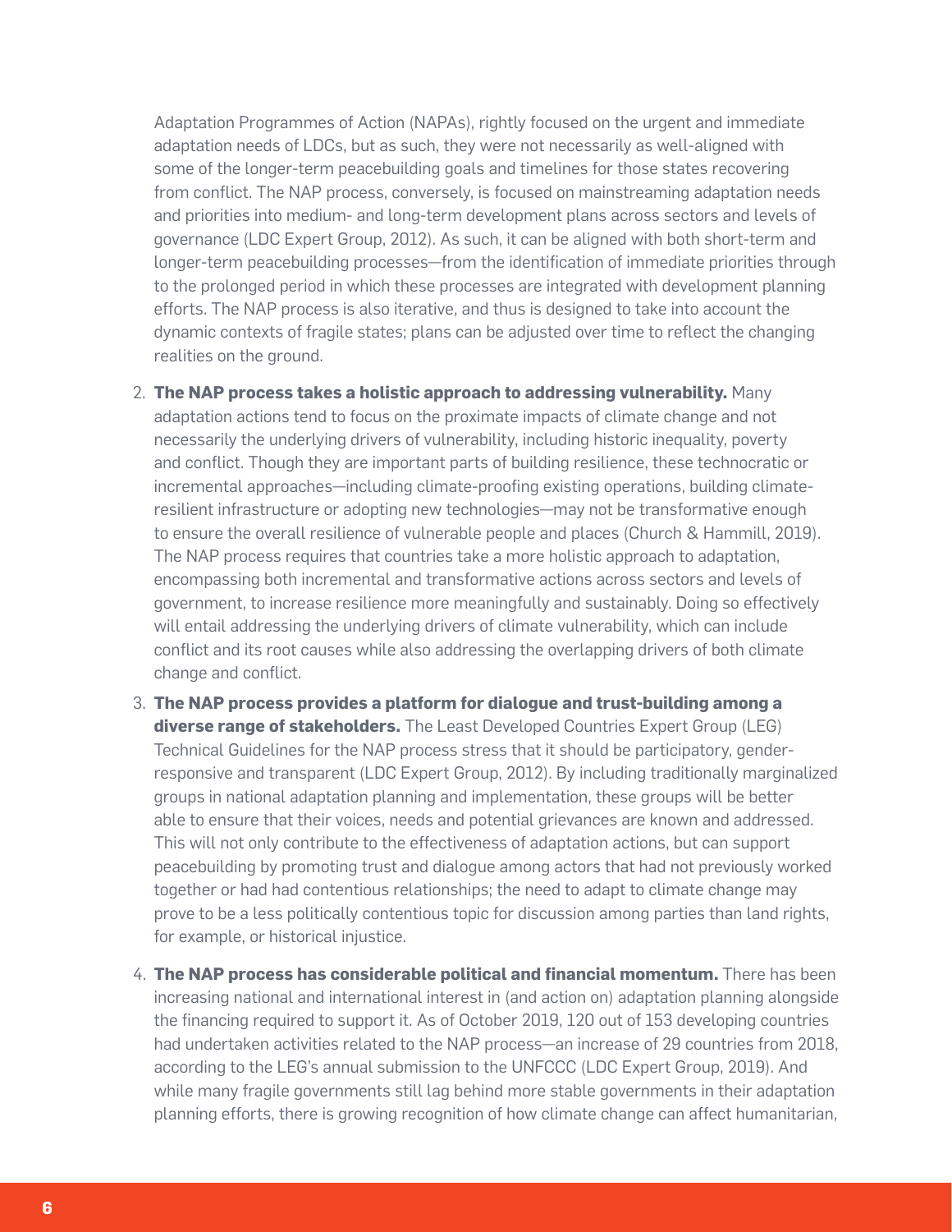Adaptation Programmes of Action (NAPAs), rightly focused on the urgent and immediate adaptation needs of LDCs, but as such, they were not necessarily as well-aligned with some of the longer-term peacebuilding goals and timelines for those states recovering from conflict. The NAP process, conversely, is focused on mainstreaming adaptation needs and priorities into medium- and long-term development plans across sectors and levels of governance (LDC Expert Group, 2012). As such, it can be aligned with both short-term and longer-term peacebuilding processes—from the identification of immediate priorities through to the prolonged period in which these processes are integrated with development planning efforts. The NAP process is also iterative, and thus is designed to take into account the dynamic contexts of fragile states; plans can be adjusted over time to reflect the changing realities on the ground.

2. **The NAP process takes a holistic approach to addressing vulnerability.** Many adaptation actions tend to focus on the proximate impacts of climate change and not necessarily the underlying drivers of vulnerability, including historic inequality, poverty and conflict. Though they are important parts of building resilience, these technocratic or incremental approaches—including climate-proofing existing operations, building climate-resilient infrastructure or adopting new technologies—may not be transformative enough to ensure the overall resilience of vulnerable people and places (Church & Hammill, 2019). The NAP process requires that countries take a more holistic approach to adaptation, encompassing both incremental and transformative actions across sectors and levels of government, to increase resilience more meaningfully and sustainably. Doing so effectively will entail addressing the underlying drivers of climate vulnerability, which can include conflict and its root causes while also addressing the overlapping drivers of both climate change and conflict.

3. **The NAP process provides a platform for dialogue and trust-building among a diverse range of stakeholders.** The Least Developed Countries Expert Group (LEG) Technical Guidelines for the NAP process stress that it should be participatory, gender-responsive and transparent (LDC Expert Group, 2012). By including traditionally marginalized groups in national adaptation planning and implementation, these groups will be better able to ensure that their voices, needs and potential grievances are known and addressed. This will not only contribute to the effectiveness of adaptation actions, but can support peacebuilding by promoting trust and dialogue among actors that had not previously worked together or had had contentious relationships; the need to adapt to climate change may prove to be a less politically contentious topic for discussion among parties than land rights, for example, or historical injustice.

4. **The NAP process has considerable political and financial momentum.** There has been increasing national and international interest in (and action on) adaptation planning alongside the financing required to support it. As of October 2019, 120 out of 153 developing countries had undertaken activities related to the NAP process—an increase of 29 countries from 2018, according to the LEG's annual submission to the UNFCCC (LDC Expert Group, 2019). And while many fragile governments still lag behind more stable governments in their adaptation planning efforts, there is growing recognition of how climate change can affect humanitarian,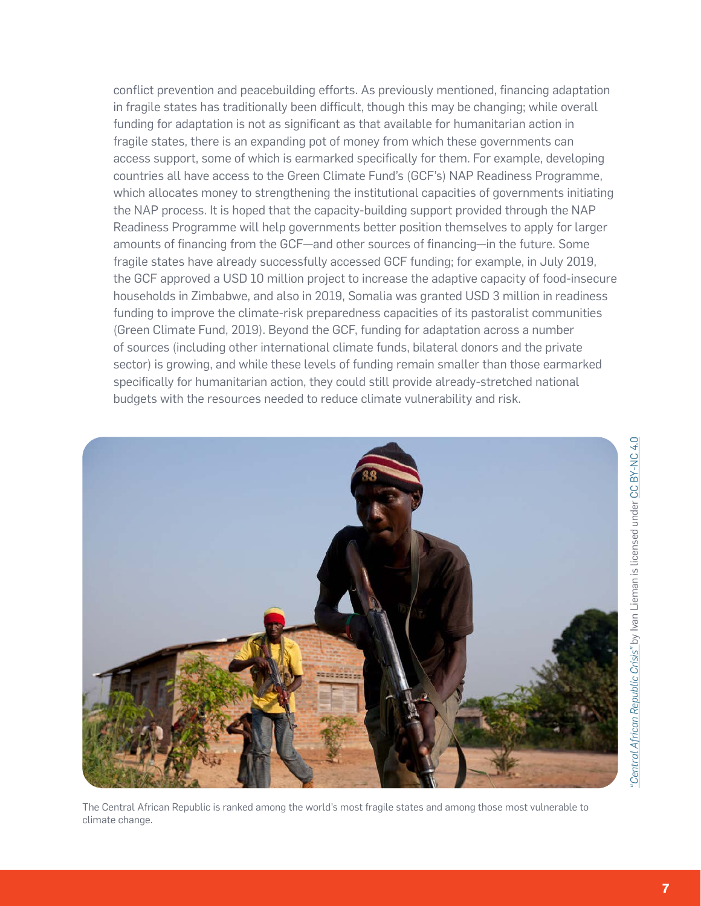conflict prevention and peacebuilding efforts. As previously mentioned, financing adaptation in fragile states has traditionally been difficult, though this may be changing; while overall funding for adaptation is not as significant as that available for humanitarian action in fragile states, there is an expanding pot of money from which these governments can access support, some of which is earmarked specifically for them. For example, developing countries all have access to the Green Climate Fund's (GCF's) NAP Readiness Programme, which allocates money to strengthening the institutional capacities of governments initiating the NAP process. It is hoped that the capacity-building support provided through the NAP Readiness Programme will help governments better position themselves to apply for larger amounts of financing from the GCF—and other sources of financing—in the future. Some fragile states have already successfully accessed GCF funding; for example, in July 2019, the GCF approved a USD 10 million project to increase the adaptive capacity of food-insecure households in Zimbabwe, and also in 2019, Somalia was granted USD 3 million in readiness funding to improve the climate-risk preparedness capacities of its pastoralist communities (Green Climate Fund, 2019). Beyond the GCF, funding for adaptation across a number of sources (including other international climate funds, bilateral donors and the private sector) is growing, and while these levels of funding remain smaller than those earmarked specifically for humanitarian action, they could still provide already-stretched national budgets with the resources needed to reduce climate vulnerability and risk.

*"Central African Republic Crisis"* by Ivan Lieman is licensed under CC BY-NC 4.0

The Central African Republic is ranked among the world's most fragile states and among those most vulnerable to climate change.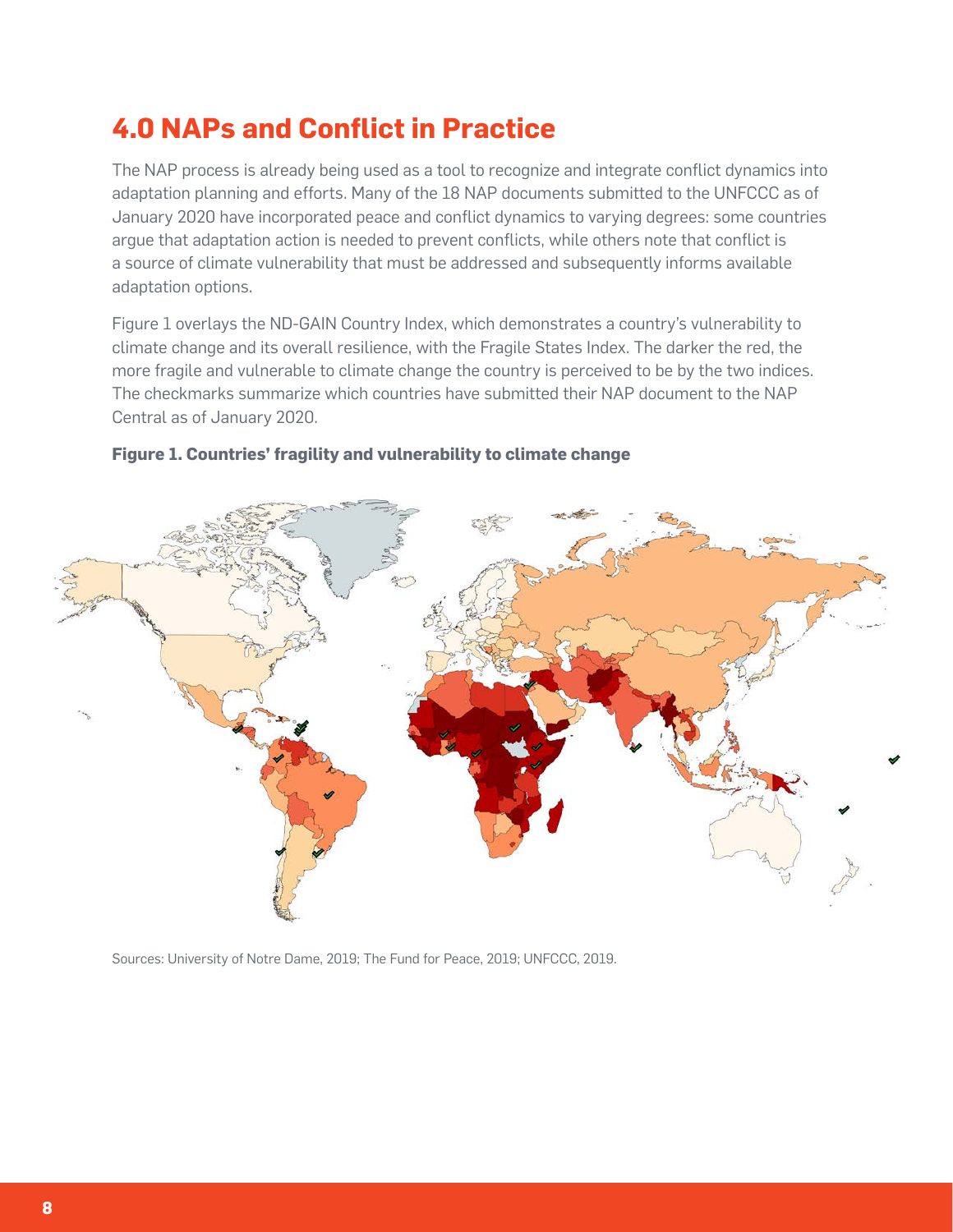# 4.0 NAPs and Conflict in Practice

The NAP process is already being used as a tool to recognize and integrate conflict dynamics into adaptation planning and efforts. Many of the 18 NAP documents submitted to the UNFCCC as of January 2020 have incorporated peace and conflict dynamics to varying degrees: some countries argue that adaptation action is needed to prevent conflicts, while others note that conflict is a source of climate vulnerability that must be addressed and subsequently informs available adaptation options.

Figure 1 overlays the ND-GAIN Country Index, which demonstrates a country's vulnerability to climate change and its overall resilience, with the Fragile States Index. The darker the red, the more fragile and vulnerable to climate change the country is perceived to be by the two indices. The checkmarks summarize which countries have submitted their NAP document to the NAP Central as of January 2020.

**Figure 1. Countries' fragility and vulnerability to climate change**

Sources: University of Notre Dame, 2019; The Fund for Peace, 2019; UNFCCC, 2019.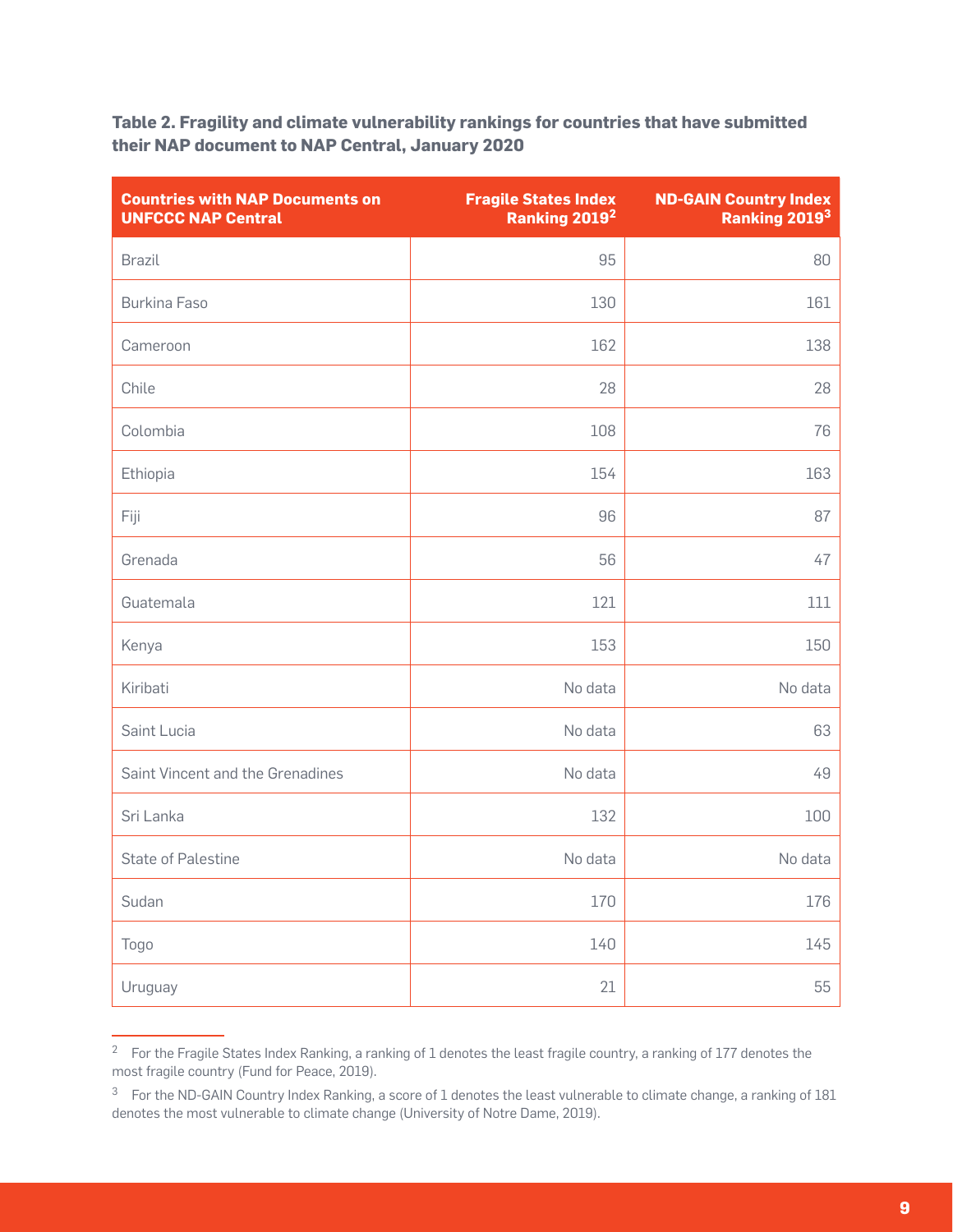**Table 2. Fragility and climate vulnerability rankings for countries that have submitted their NAP document to NAP Central, January 2020**

| Countries with NAP Documents on UNFCCC NAP Central | Fragile States Index Ranking 2019[2] | ND-GAIN Country Index Ranking 2019[3] |
|---|---:|---:|
| Brazil | 95 | 80 |
| Burkina Faso | 130 | 161 |
| Cameroon | 162 | 138 |
| Chile | 28 | 28 |
| Colombia | 108 | 76 |
| Ethiopia | 154 | 163 |
| Fiji | 96 | 87 |
| Grenada | 56 | 47 |
| Guatemala | 121 | 111 |
| Kenya | 153 | 150 |
| Kiribati | No data | No data |
| Saint Lucia | No data | 63 |
| Saint Vincent and the Grenadines | No data | 49 |
| Sri Lanka | 132 | 100 |
| State of Palestine | No data | No data |
| Sudan | 170 | 176 |
| Togo | 140 | 145 |
| Uruguay | 21 | 55 |

[2] For the Fragile States Index Ranking, a ranking of 1 denotes the least fragile country, a ranking of 177 denotes the most fragile country (Fund for Peace, 2019).

[3] For the ND-GAIN Country Index Ranking, a score of 1 denotes the least vulnerable to climate change, a ranking of 181 denotes the most vulnerable to climate change (University of Notre Dame, 2019).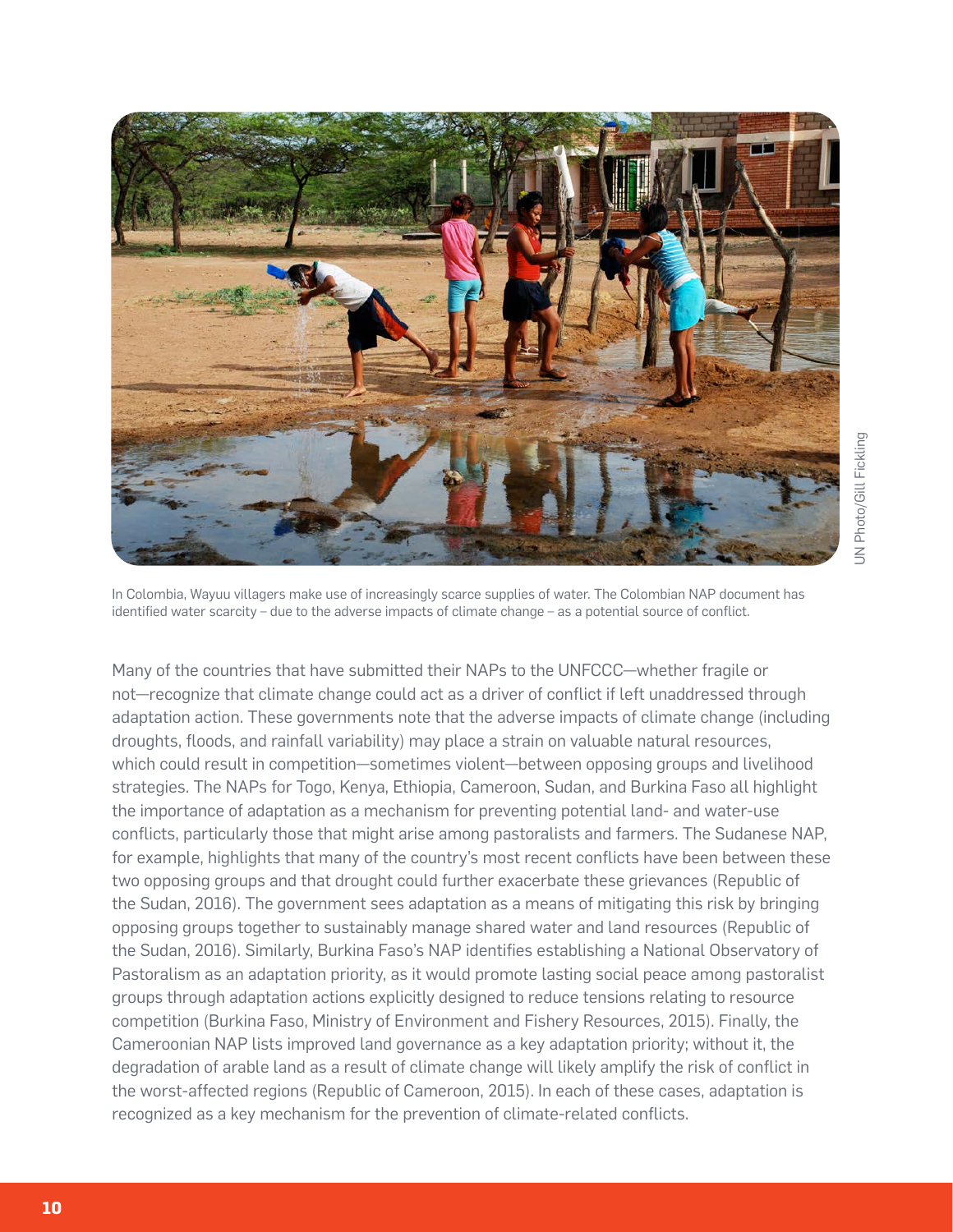UN Photo/Gill Fickling

In Colombia, Wayuu villagers make use of increasingly scarce supplies of water. The Colombian NAP document has identified water scarcity – due to the adverse impacts of climate change – as a potential source of conflict.

Many of the countries that have submitted their NAPs to the UNFCCC—whether fragile or not—recognize that climate change could act as a driver of conflict if left unaddressed through adaptation action. These governments note that the adverse impacts of climate change (including droughts, floods, and rainfall variability) may place a strain on valuable natural resources, which could result in competition—sometimes violent—between opposing groups and livelihood strategies. The NAPs for Togo, Kenya, Ethiopia, Cameroon, Sudan, and Burkina Faso all highlight the importance of adaptation as a mechanism for preventing potential land- and water-use conflicts, particularly those that might arise among pastoralists and farmers. The Sudanese NAP, for example, highlights that many of the country's most recent conflicts have been between these two opposing groups and that drought could further exacerbate these grievances (Republic of the Sudan, 2016). The government sees adaptation as a means of mitigating this risk by bringing opposing groups together to sustainably manage shared water and land resources (Republic of the Sudan, 2016). Similarly, Burkina Faso's NAP identifies establishing a National Observatory of Pastoralism as an adaptation priority, as it would promote lasting social peace among pastoralist groups through adaptation actions explicitly designed to reduce tensions relating to resource competition (Burkina Faso, Ministry of Environment and Fishery Resources, 2015). Finally, the Cameroonian NAP lists improved land governance as a key adaptation priority; without it, the degradation of arable land as a result of climate change will likely amplify the risk of conflict in the worst-affected regions (Republic of Cameroon, 2015). In each of these cases, adaptation is recognized as a key mechanism for the prevention of climate-related conflicts.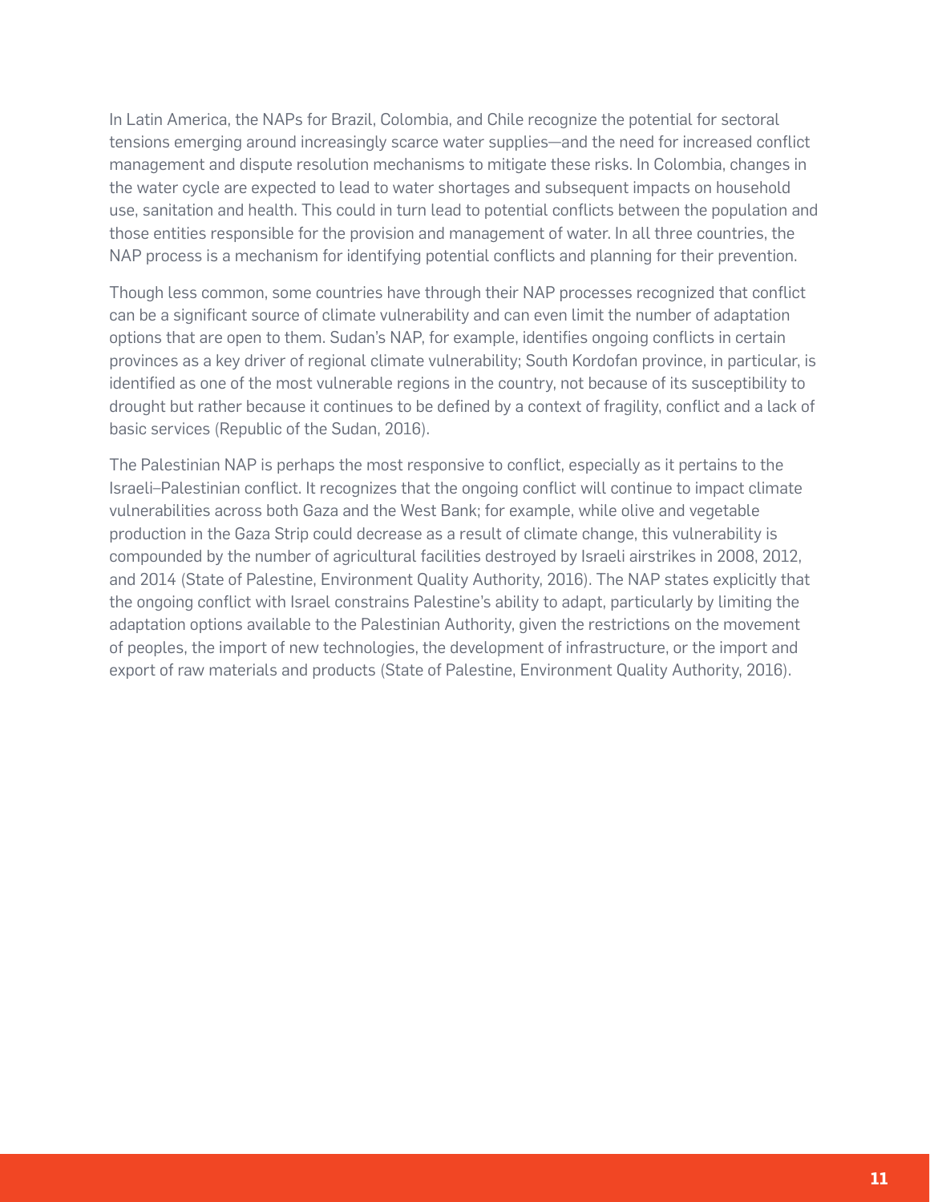In Latin America, the NAPs for Brazil, Colombia, and Chile recognize the potential for sectoral tensions emerging around increasingly scarce water supplies—and the need for increased conflict management and dispute resolution mechanisms to mitigate these risks. In Colombia, changes in the water cycle are expected to lead to water shortages and subsequent impacts on household use, sanitation and health. This could in turn lead to potential conflicts between the population and those entities responsible for the provision and management of water. In all three countries, the NAP process is a mechanism for identifying potential conflicts and planning for their prevention.

Though less common, some countries have through their NAP processes recognized that conflict can be a significant source of climate vulnerability and can even limit the number of adaptation options that are open to them. Sudan's NAP, for example, identifies ongoing conflicts in certain provinces as a key driver of regional climate vulnerability; South Kordofan province, in particular, is identified as one of the most vulnerable regions in the country, not because of its susceptibility to drought but rather because it continues to be defined by a context of fragility, conflict and a lack of basic services (Republic of the Sudan, 2016).

The Palestinian NAP is perhaps the most responsive to conflict, especially as it pertains to the Israeli–Palestinian conflict. It recognizes that the ongoing conflict will continue to impact climate vulnerabilities across both Gaza and the West Bank; for example, while olive and vegetable production in the Gaza Strip could decrease as a result of climate change, this vulnerability is compounded by the number of agricultural facilities destroyed by Israeli airstrikes in 2008, 2012, and 2014 (State of Palestine, Environment Quality Authority, 2016). The NAP states explicitly that the ongoing conflict with Israel constrains Palestine's ability to adapt, particularly by limiting the adaptation options available to the Palestinian Authority, given the restrictions on the movement of peoples, the import of new technologies, the development of infrastructure, or the import and export of raw materials and products (State of Palestine, Environment Quality Authority, 2016).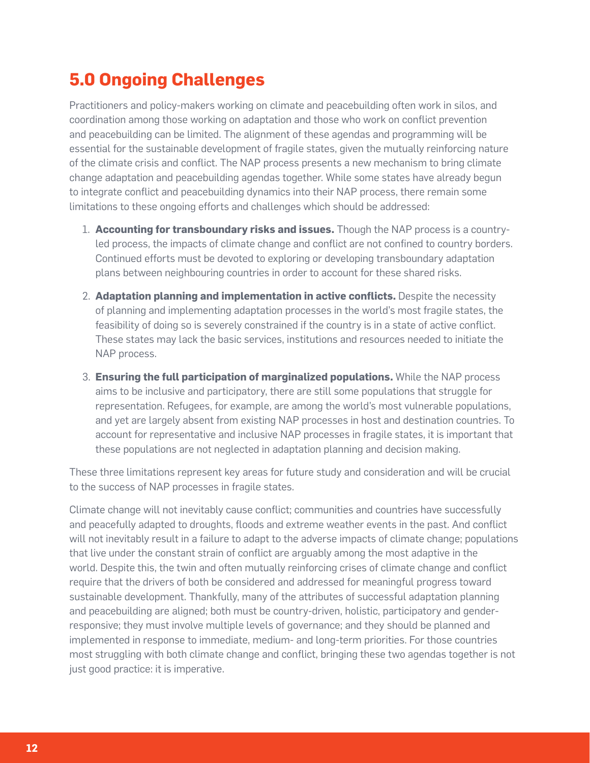## 5.0 Ongoing Challenges

Practitioners and policy-makers working on climate and peacebuilding often work in silos, and coordination among those working on adaptation and those who work on conflict prevention and peacebuilding can be limited. The alignment of these agendas and programming will be essential for the sustainable development of fragile states, given the mutually reinforcing nature of the climate crisis and conflict. The NAP process presents a new mechanism to bring climate change adaptation and peacebuilding agendas together. While some states have already begun to integrate conflict and peacebuilding dynamics into their NAP process, there remain some limitations to these ongoing efforts and challenges which should be addressed:

1. **Accounting for transboundary risks and issues.** Though the NAP process is a country-led process, the impacts of climate change and conflict are not confined to country borders. Continued efforts must be devoted to exploring or developing transboundary adaptation plans between neighbouring countries in order to account for these shared risks.

2. **Adaptation planning and implementation in active conflicts.** Despite the necessity of planning and implementing adaptation processes in the world's most fragile states, the feasibility of doing so is severely constrained if the country is in a state of active conflict. These states may lack the basic services, institutions and resources needed to initiate the NAP process.

3. **Ensuring the full participation of marginalized populations.** While the NAP process aims to be inclusive and participatory, there are still some populations that struggle for representation. Refugees, for example, are among the world's most vulnerable populations, and yet are largely absent from existing NAP processes in host and destination countries. To account for representative and inclusive NAP processes in fragile states, it is important that these populations are not neglected in adaptation planning and decision making.

These three limitations represent key areas for future study and consideration and will be crucial to the success of NAP processes in fragile states.

Climate change will not inevitably cause conflict; communities and countries have successfully and peacefully adapted to droughts, floods and extreme weather events in the past. And conflict will not inevitably result in a failure to adapt to the adverse impacts of climate change; populations that live under the constant strain of conflict are arguably among the most adaptive in the world. Despite this, the twin and often mutually reinforcing crises of climate change and conflict require that the drivers of both be considered and addressed for meaningful progress toward sustainable development. Thankfully, many of the attributes of successful adaptation planning and peacebuilding are aligned; both must be country-driven, holistic, participatory and gender-responsive; they must involve multiple levels of governance; and they should be planned and implemented in response to immediate, medium- and long-term priorities. For those countries most struggling with both climate change and conflict, bringing these two agendas together is not just good practice: it is imperative.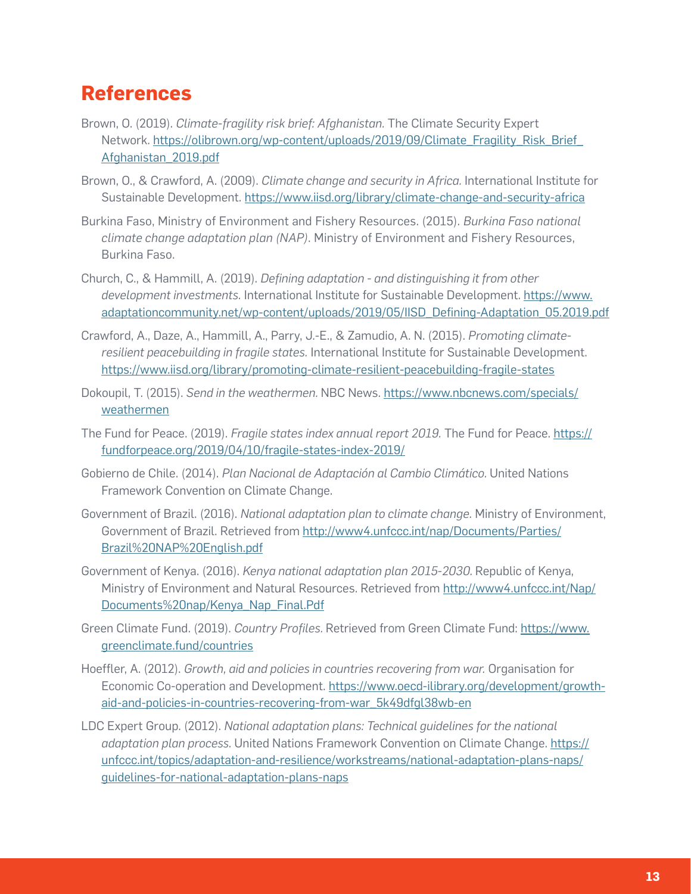## References

Brown, O. (2019). *Climate-fragility risk brief: Afghanistan.* The Climate Security Expert Network. https://olibrown.org/wp-content/uploads/2019/09/Climate_Fragility_Risk_Brief_Afghanistan_2019.pdf

Brown, O., & Crawford, A. (2009). *Climate change and security in Africa.* International Institute for Sustainable Development. https://www.iisd.org/library/climate-change-and-security-africa

Burkina Faso, Ministry of Environment and Fishery Resources. (2015). *Burkina Faso national climate change adaptation plan (NAP)*. Ministry of Environment and Fishery Resources, Burkina Faso.

Church, C., & Hammill, A. (2019). *Defining adaptation - and distinguishing it from other development investments.* International Institute for Sustainable Development. https://www.adaptationcommunity.net/wp-content/uploads/2019/05/IISD_Defining-Adaptation_05.2019.pdf

Crawford, A., Daze, A., Hammill, A., Parry, J.-E., & Zamudio, A. N. (2015). *Promoting climate-resilient peacebuilding in fragile states.* International Institute for Sustainable Development. https://www.iisd.org/library/promoting-climate-resilient-peacebuilding-fragile-states

Dokoupil, T. (2015). *Send in the weathermen.* NBC News. https://www.nbcnews.com/specials/weathermen

The Fund for Peace. (2019). *Fragile states index annual report 2019.* The Fund for Peace. https://fundforpeace.org/2019/04/10/fragile-states-index-2019/

Gobierno de Chile. (2014). *Plan Nacional de Adaptación al Cambio Climático.* United Nations Framework Convention on Climate Change.

Government of Brazil. (2016). *National adaptation plan to climate change.* Ministry of Environment, Government of Brazil. Retrieved from http://www4.unfccc.int/nap/Documents/Parties/Brazil%20NAP%20English.pdf

Government of Kenya. (2016). *Kenya national adaptation plan 2015-2030.* Republic of Kenya, Ministry of Environment and Natural Resources. Retrieved from http://www4.unfccc.int/Nap/Documents%20nap/Kenya_Nap_Final.Pdf

Green Climate Fund. (2019). *Country Profiles.* Retrieved from Green Climate Fund: https://www.greenclimate.fund/countries

Hoeffler, A. (2012). *Growth, aid and policies in countries recovering from war.* Organisation for Economic Co-operation and Development. https://www.oecd-ilibrary.org/development/growth-aid-and-policies-in-countries-recovering-from-war_5k49dfgl38wb-en

LDC Expert Group. (2012). *National adaptation plans: Technical guidelines for the national adaptation plan process.* United Nations Framework Convention on Climate Change. https://unfccc.int/topics/adaptation-and-resilience/workstreams/national-adaptation-plans-naps/guidelines-for-national-adaptation-plans-naps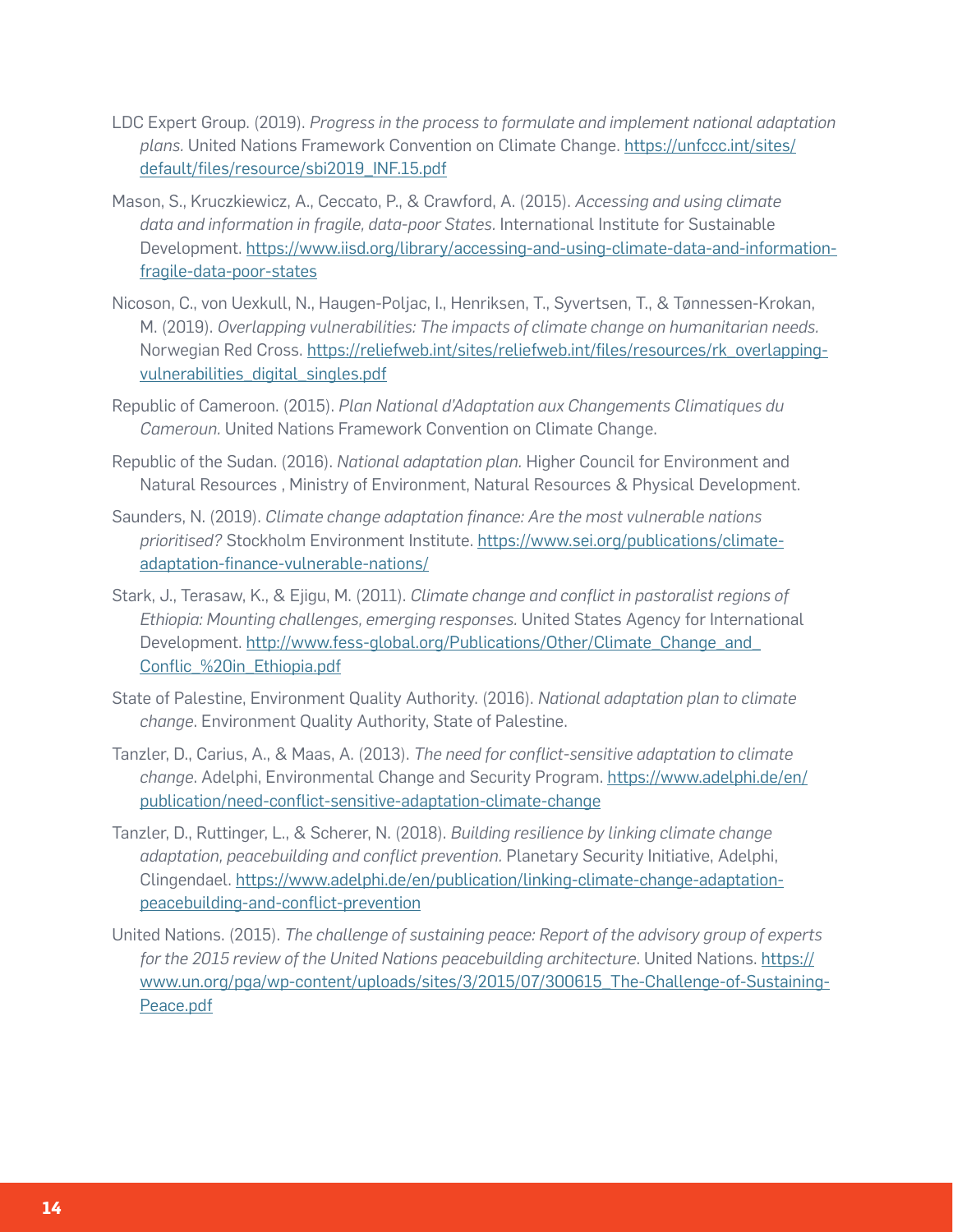LDC Expert Group. (2019). *Progress in the process to formulate and implement national adaptation plans.* United Nations Framework Convention on Climate Change. https://unfccc.int/sites/default/files/resource/sbi2019_INF.15.pdf

Mason, S., Kruczkiewicz, A., Ceccato, P., & Crawford, A. (2015). *Accessing and using climate data and information in fragile, data-poor States.* International Institute for Sustainable Development. https://www.iisd.org/library/accessing-and-using-climate-data-and-information-fragile-data-poor-states

Nicoson, C., von Uexkull, N., Haugen-Poljac, I., Henriksen, T., Syvertsen, T., & Tønnessen-Krokan, M. (2019). *Overlapping vulnerabilities: The impacts of climate change on humanitarian needs.* Norwegian Red Cross. https://reliefweb.int/sites/reliefweb.int/files/resources/rk_overlapping-vulnerabilities_digital_singles.pdf

Republic of Cameroon. (2015). *Plan National d'Adaptation aux Changements Climatiques du Cameroun.* United Nations Framework Convention on Climate Change.

Republic of the Sudan. (2016). *National adaptation plan.* Higher Council for Environment and Natural Resources , Ministry of Environment, Natural Resources & Physical Development.

Saunders, N. (2019). *Climate change adaptation finance: Are the most vulnerable nations prioritised?* Stockholm Environment Institute. https://www.sei.org/publications/climate-adaptation-finance-vulnerable-nations/

Stark, J., Terasaw, K., & Ejigu, M. (2011). *Climate change and conflict in pastoralist regions of Ethiopia: Mounting challenges, emerging responses.* United States Agency for International Development. http://www.fess-global.org/Publications/Other/Climate_Change_and_Conflic_%20in_Ethiopia.pdf

State of Palestine, Environment Quality Authority. (2016). *National adaptation plan to climate change*. Environment Quality Authority, State of Palestine.

Tanzler, D., Carius, A., & Maas, A. (2013). *The need for conflict-sensitive adaptation to climate change.* Adelphi, Environmental Change and Security Program. https://www.adelphi.de/en/publication/need-conflict-sensitive-adaptation-climate-change

Tanzler, D., Ruttinger, L., & Scherer, N. (2018). *Building resilience by linking climate change adaptation, peacebuilding and conflict prevention.* Planetary Security Initiative, Adelphi, Clingendael. https://www.adelphi.de/en/publication/linking-climate-change-adaptation-peacebuilding-and-conflict-prevention

United Nations. (2015). *The challenge of sustaining peace: Report of the advisory group of experts for the 2015 review of the United Nations peacebuilding architecture*. United Nations. https://www.un.org/pga/wp-content/uploads/sites/3/2015/07/300615_The-Challenge-of-Sustaining-Peace.pdf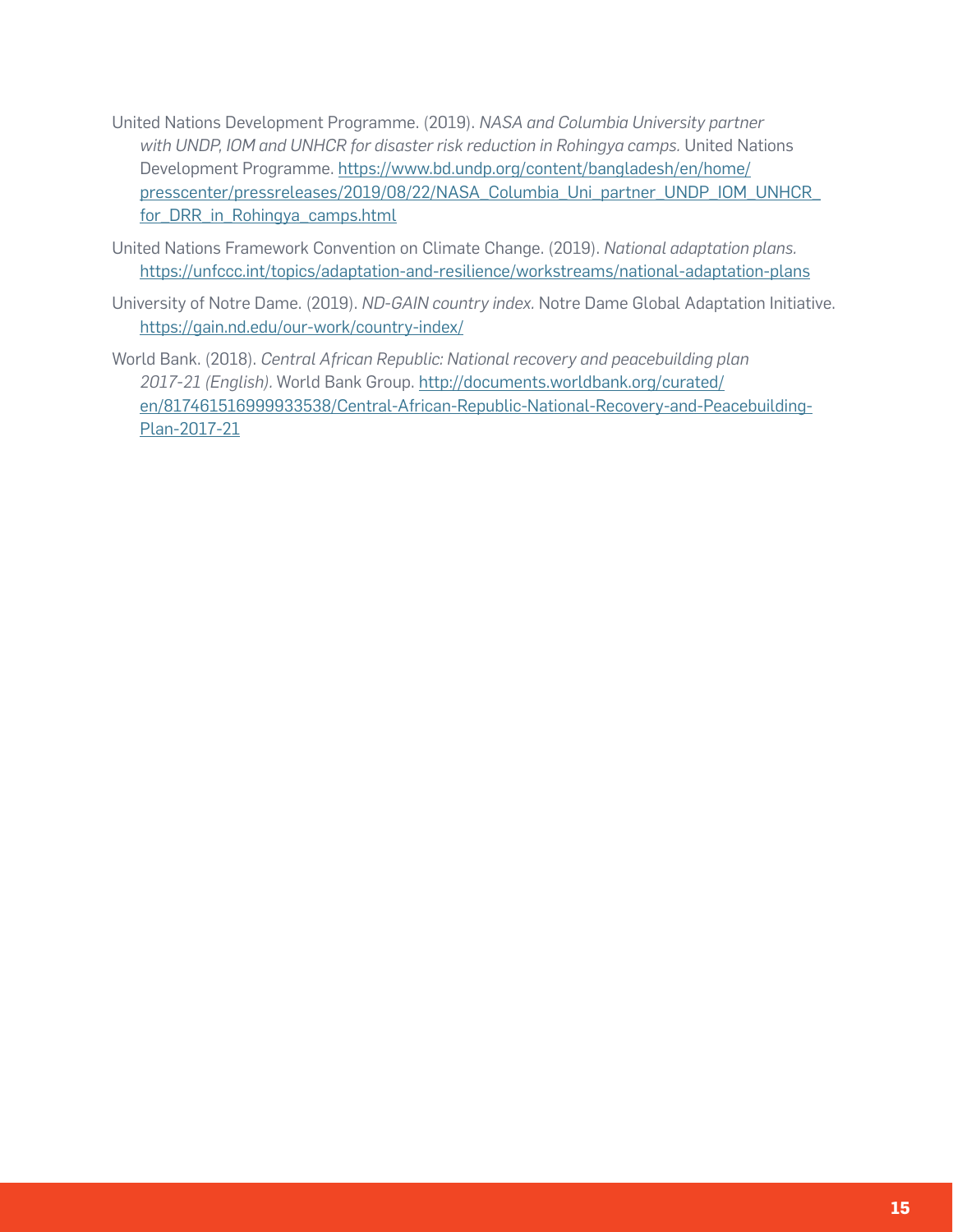United Nations Development Programme. (2019). *NASA and Columbia University partner with UNDP, IOM and UNHCR for disaster risk reduction in Rohingya camps.* United Nations Development Programme. https://www.bd.undp.org/content/bangladesh/en/home/presscenter/pressreleases/2019/08/22/NASA_Columbia_Uni_partner_UNDP_IOM_UNHCR_for_DRR_in_Rohingya_camps.html

United Nations Framework Convention on Climate Change. (2019). *National adaptation plans.* https://unfccc.int/topics/adaptation-and-resilience/workstreams/national-adaptation-plans

University of Notre Dame. (2019). *ND-GAIN country index.* Notre Dame Global Adaptation Initiative. https://gain.nd.edu/our-work/country-index/

World Bank. (2018). *Central African Republic: National recovery and peacebuilding plan 2017-21 (English).* World Bank Group. http://documents.worldbank.org/curated/en/817461516999933538/Central-African-Republic-National-Recovery-and-Peacebuilding-Plan-2017-21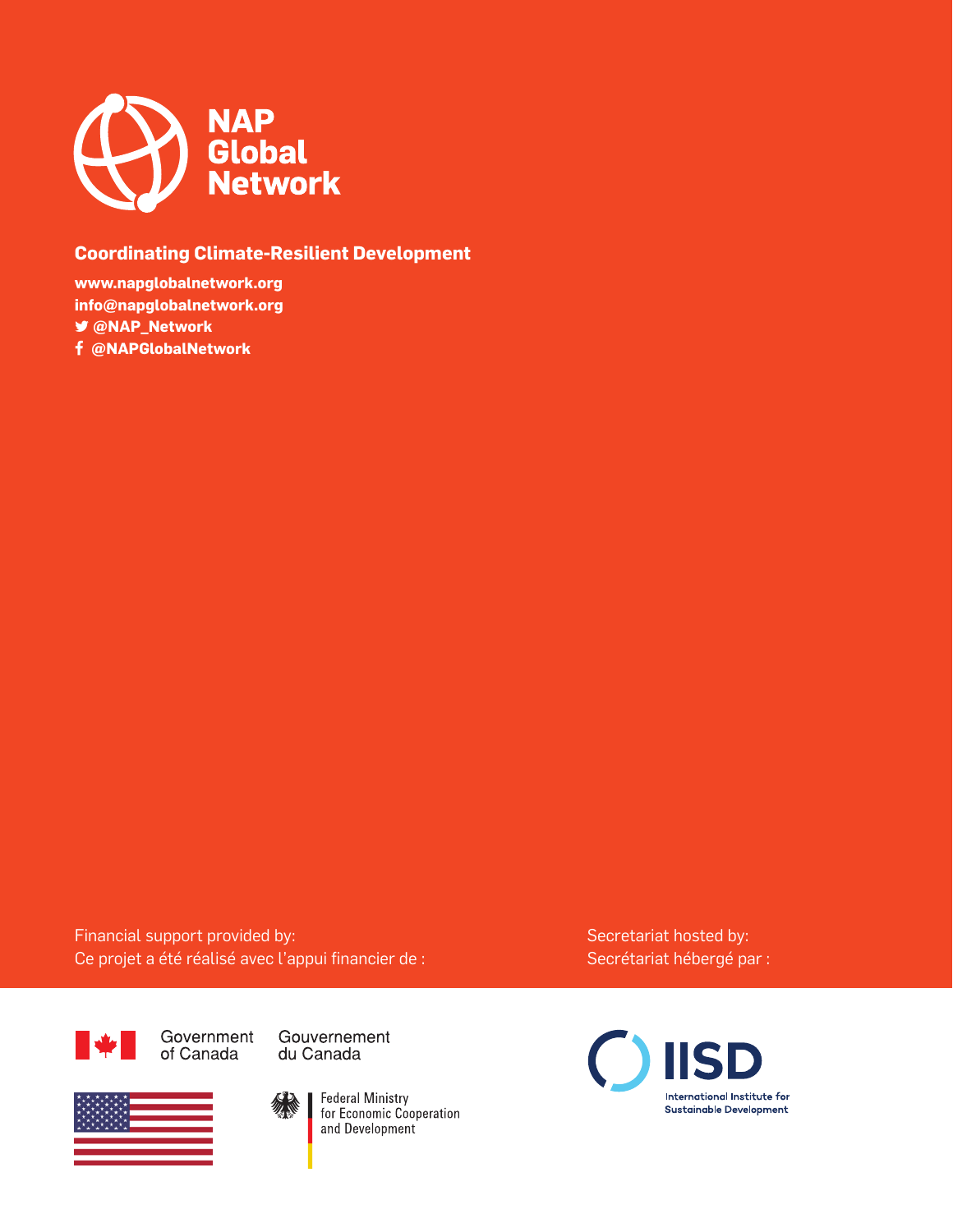**NAP Global Network**

**Coordinating Climate-Resilient Development**

**www.napglobalnetwork.org**
**info@napglobalnetwork.org**
**@NAP_Network**
**@NAPGlobalNetwork**

Financial support provided by:
Ce projet a été réalisé avec l'appui financier de :

Government of Canada Gouvernement du Canada

Federal Ministry for Economic Cooperation and Development

Secretariat hosted by:
Secrétariat hébergé par :

IISD
International Institute for Sustainable Development